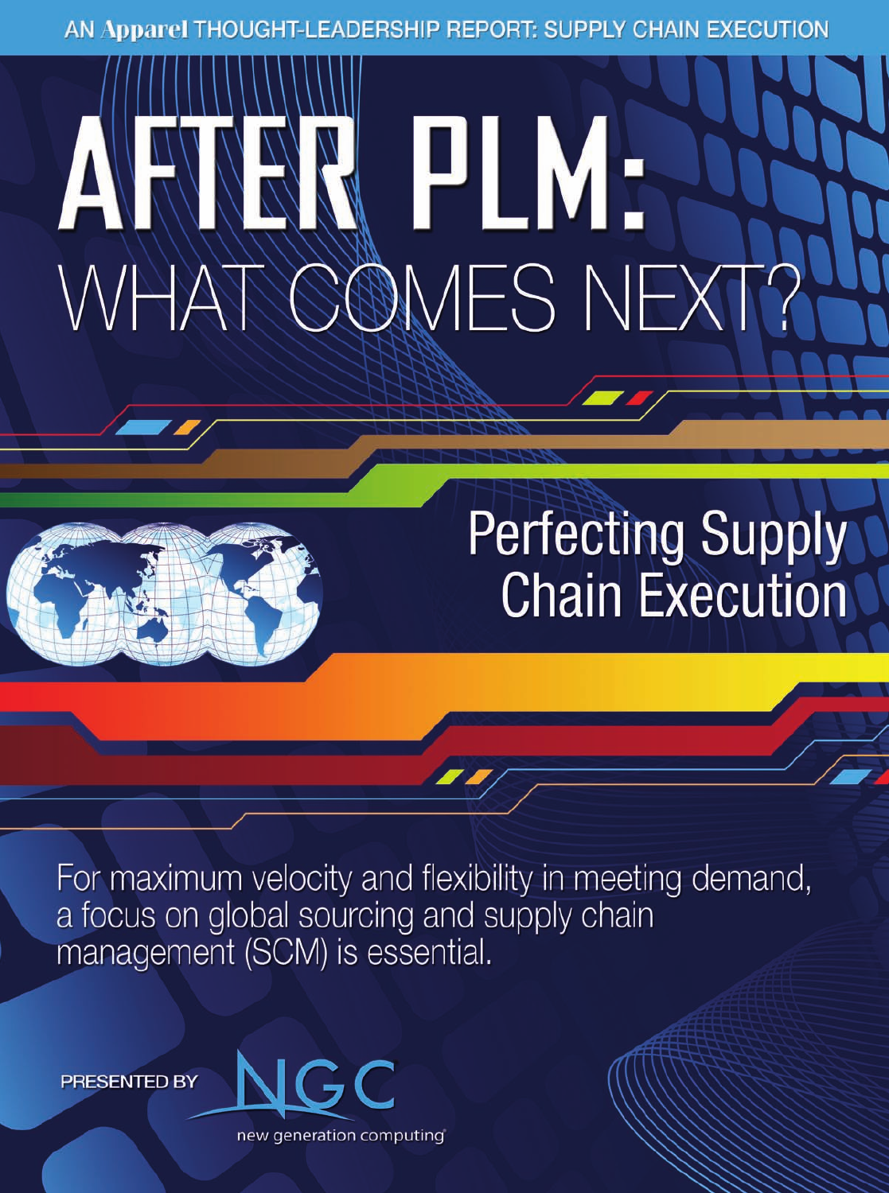AN Apparel THOUGHT-LEADERSHIP REPORT: SUPPLY CHAIN EXECUTION

# AFTER PLM: WHAT COMES NEXT?

## Perfecting Supply Chain Execution

For maximum velocity and flexibility in meeting demand, a focus on global sourcing and supply chain management (SCM) is essential.

PRESENTED BY

NGC new generation computing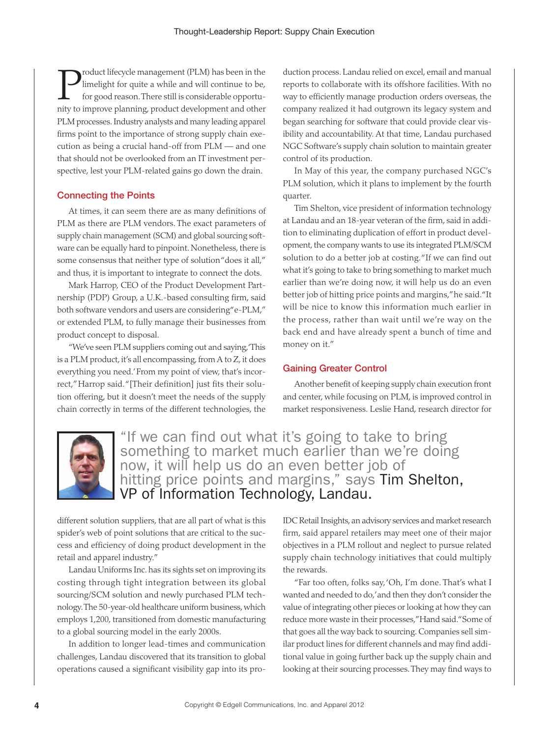Product lifecycle management (PLM) has been in the limelight for quite a while and will continue to be, for good reason. There still is considerable opportunity to improve planning, product development and other PLM processes. Industry analysts and many leading apparel firms point to the importance of strong supply chain execution as being a crucial hand-off from PLM — and one that should not be overlooked from an IT investment perspective, lest your PLM-related gains go down the drain.

## Connecting the Points

At times, it can seem there are as many definitions of PLM as there are PLM vendors. The exact parameters of supply chain management (SCM) and global sourcing software can be equally hard to pinpoint. Nonetheless, there is some consensus that neither type of solution "does it all," and thus, it is important to integrate to connect the dots.

Mark Harrop, CEO of the Product Development Partnership (PDP) Group, a U.K.-based consulting firm, said both software vendors and users are considering "e-PLM," or extended PLM, to fully manage their businesses from product concept to disposal.

"We've seen PLM suppliers coming out and saying, 'This is a PLM product, it's all encompassing, from A to Z, it does everything you need.' From my point of view, that's incorrect," Harrop said. "[Their definition] just fits their solution offering, but it doesn't meet the needs of the supply chain correctly in terms of the different technologies, the different solution suppliers, that are all part of what is this spider's web of point solutions that are critical to the success and efficiency of doing product development in the retail and apparel industry."

Landau Uniforms Inc. has its sights set on improving its costing through tight integration between its global sourcing/SCM solution and newly purchased PLM technology. The 50-year-old healthcare uniform business, which employs 1,200, transitioned from domestic manufacturing to a global sourcing model in the early 2000s.

In addition to longer lead-times and communication challenges, Landau discovered that its transition to global operations caused a significant visibility gap into its production process. Landau relied on excel, email and manual reports to collaborate with its offshore facilities. With no way to efficiently manage production orders overseas, the company realized it had outgrown its legacy system and began searching for software that could provide clear visibility and accountability. At that time, Landau purchased NGC Software's supply chain solution to maintain greater control of its production.

In May of this year, the company purchased NGC's PLM solution, which it plans to implement by the fourth quarter.

Tim Shelton, vice president of information technology at Landau and an 18-year veteran of the firm, said in addition to eliminating duplication of effort in product development, the company wants to use its integrated PLM/SCM solution to do a better job at costing. "If we can find out what it's going to take to bring something to market much earlier than we're doing now, it will help us do an even better job of hitting price points and margins," he said. "It will be nice to know this information much earlier in the process, rather than wait until we're way on the back end and have already spent a bunch of time and money on it."

> "If we can find out what it's going to take to bring something to market much earlier than we're doing now, it will help us do an even better job of hitting price points and margins," says **Tim Shelton, VP of Information Technology, Landau.**

## Gaining Greater Control

Another benefit of keeping supply chain execution front and center, while focusing on PLM, is improved control in market responsiveness. Leslie Hand, research director for IDC Retail Insights, an advisory services and market research firm, said apparel retailers may meet one of their major objectives in a PLM rollout and neglect to pursue related supply chain technology initiatives that could multiply the rewards.

"Far too often, folks say, 'Oh, I'm done. That's what I wanted and needed to do,' and then they don't consider the value of integrating other pieces or looking at how they can reduce more waste in their processes," Hand said. "Some of that goes all the way back to sourcing. Companies sell similar product lines for different channels and may find additional value in going further back up the supply chain and looking at their sourcing processes. They may find ways to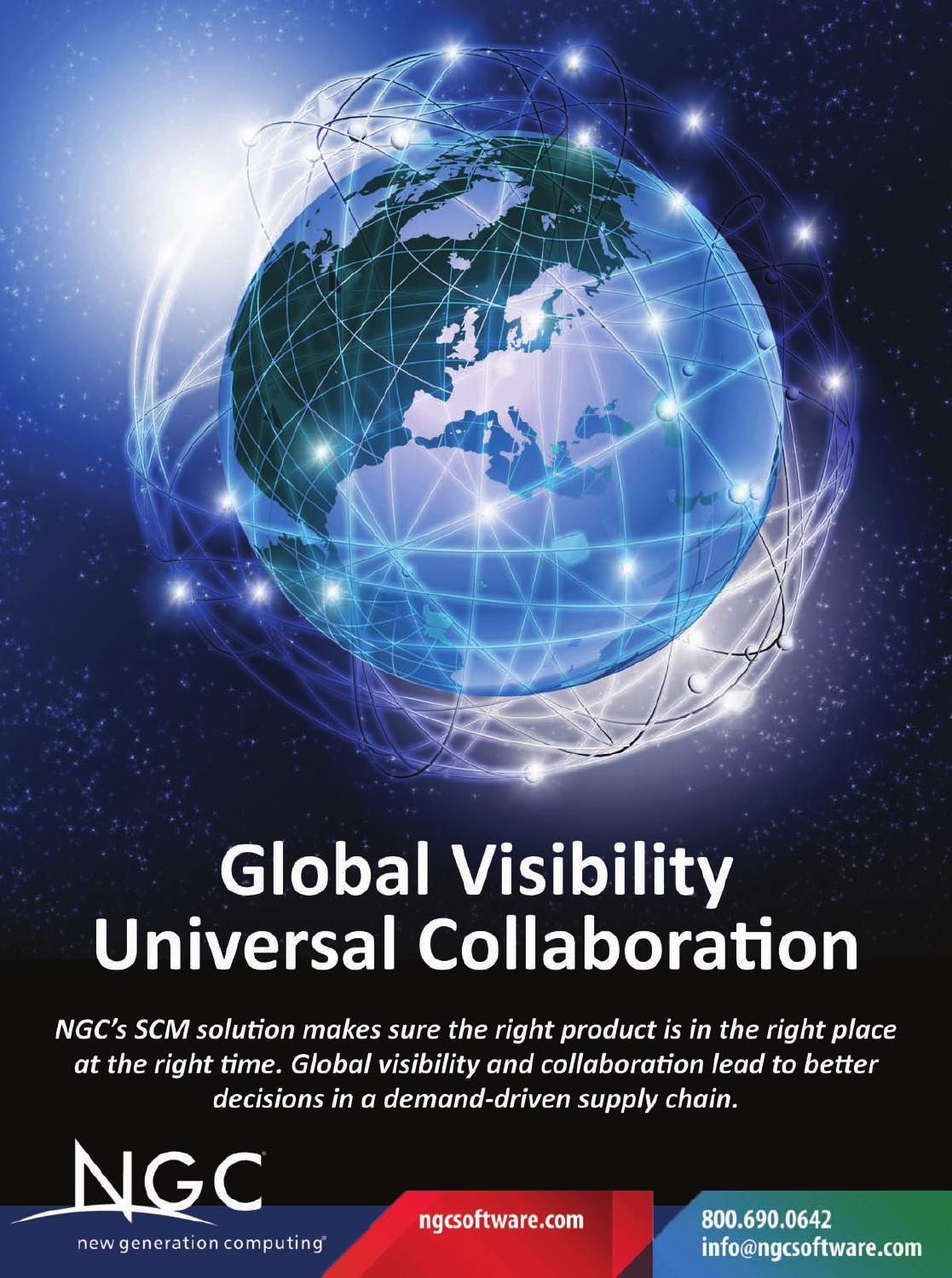# Global Visibility Universal Collaboration

*NGC's SCM solution makes sure the right product is in the right place at the right time. Global visibility and collaboration lead to better decisions in a demand-driven supply chain.*

NGC

new generation computing®

ngcsoftware.com

800.690.0642
info@ngcsoftware.com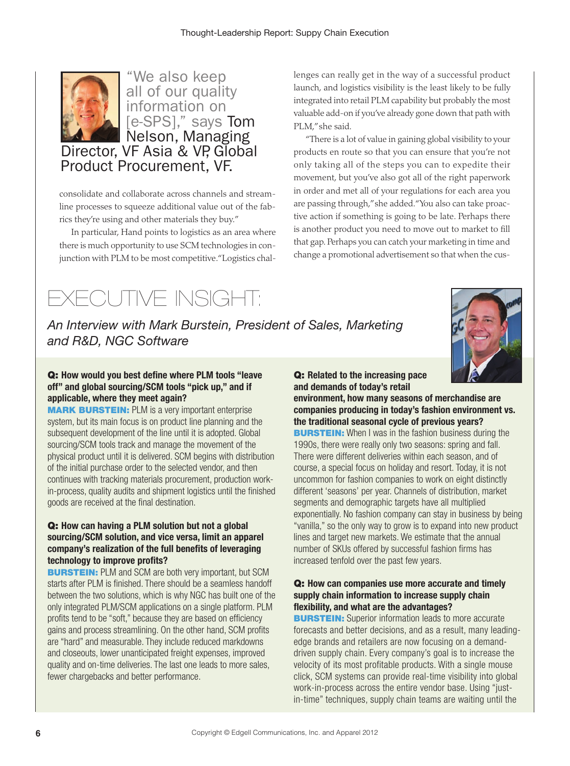"We also keep all of our quality information on [e-SPS]," says Tom Nelson, Managing Director, VF Asia & VP, Global Product Procurement, VF.

consolidate and collaborate across channels and streamline processes to squeeze additional value out of the fabrics they're using and other materials they buy."

In particular, Hand points to logistics as an area where there is much opportunity to use SCM technologies in conjunction with PLM to be most competitive. "Logistics challenges can really get in the way of a successful product launch, and logistics visibility is the least likely to be fully integrated into retail PLM capability but probably the most valuable add-on if you've already gone down that path with PLM," she said.

"There is a lot of value in gaining global visibility to your products en route so that you can ensure that you're not only taking all of the steps you can to expedite their movement, but you've also got all of the right paperwork in order and met all of your regulations for each area you are passing through," she added. "You also can take proactive action if something is going to be late. Perhaps there is another product you need to move out to market to fill that gap. Perhaps you can catch your marketing in time and change a promotional advertisement so that when the cus-

# EXECUTIVE INSIGHT:

*An Interview with Mark Burstein, President of Sales, Marketing and R&D, NGC Software*

**Q: How would you best define where PLM tools "leave off" and global sourcing/SCM tools "pick up," and if applicable, where they meet again?**

**MARK BURSTEIN:** PLM is a very important enterprise system, but its main focus is on product line planning and the subsequent development of the line until it is adopted. Global sourcing/SCM tools track and manage the movement of the physical product until it is delivered. SCM begins with distribution of the initial purchase order to the selected vendor, and then continues with tracking materials procurement, production work-in-process, quality audits and shipment logistics until the finished goods are received at the final destination.

**Q: How can having a PLM solution but not a global sourcing/SCM solution, and vice versa, limit an apparel company's realization of the full benefits of leveraging technology to improve profits?**

**BURSTEIN:** PLM and SCM are both very important, but SCM starts after PLM is finished. There should be a seamless handoff between the two solutions, which is why NGC has built one of the only integrated PLM/SCM applications on a single platform. PLM profits tend to be "soft," because they are based on efficiency gains and process streamlining. On the other hand, SCM profits are "hard" and measurable. They include reduced markdowns and closeouts, lower unanticipated freight expenses, improved quality and on-time deliveries. The last one leads to more sales, fewer chargebacks and better performance.

**Q: Related to the increasing pace and demands of today's retail environment, how many seasons of merchandise are companies producing in today's fashion environment vs. the traditional seasonal cycle of previous years?**

**BURSTEIN:** When I was in the fashion business during the 1990s, there were really only two seasons: spring and fall. There were different deliveries within each season, and of course, a special focus on holiday and resort. Today, it is not uncommon for fashion companies to work on eight distinctly different 'seasons' per year. Channels of distribution, market segments and demographic targets have all multiplied exponentially. No fashion company can stay in business by being "vanilla," so the only way to grow is to expand into new product lines and target new markets. We estimate that the annual number of SKUs offered by successful fashion firms has increased tenfold over the past few years.

**Q: How can companies use more accurate and timely supply chain information to increase supply chain flexibility, and what are the advantages?**

**BURSTEIN:** Superior information leads to more accurate forecasts and better decisions, and as a result, many leading-edge brands and retailers are now focusing on a demand-driven supply chain. Every company's goal is to increase the velocity of its most profitable products. With a single mouse click, SCM systems can provide real-time visibility into global work-in-process across the entire vendor base. Using "just-in-time" techniques, supply chain teams are waiting until the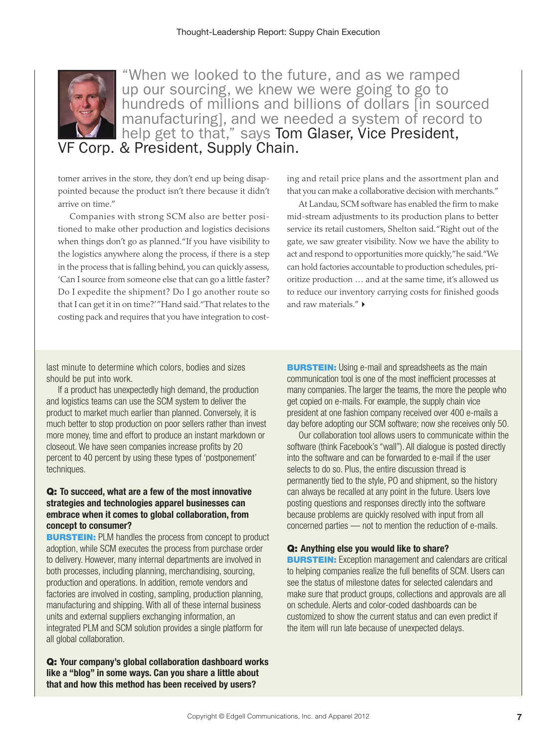"When we looked to the future, and as we ramped up our sourcing, we knew we were going to go to hundreds of millions and billions of dollars [in sourced manufacturing], and we needed a system of record to help get to that," says Tom Glaser, Vice President, VF Corp. & President, Supply Chain.

tomer arrives in the store, they don't end up being disappointed because the product isn't there because it didn't arrive on time."

Companies with strong SCM also are better positioned to make other production and logistics decisions when things don't go as planned. "If you have visibility to the logistics anywhere along the process, if there is a step in the process that is falling behind, you can quickly assess, 'Can I source from someone else that can go a little faster? Do I expedite the shipment? Do I go another route so that I can get it in on time?'" Hand said. "That relates to the costing pack and requires that you have integration to costing and retail price plans and the assortment plan and that you can make a collaborative decision with merchants."

At Landau, SCM software has enabled the firm to make mid-stream adjustments to its production plans to better service its retail customers, Shelton said. "Right out of the gate, we saw greater visibility. Now we have the ability to act and respond to opportunities more quickly," he said. "We can hold factories accountable to production schedules, prioritize production … and at the same time, it's allowed us to reduce our inventory carrying costs for finished goods and raw materials." ▸

last minute to determine which colors, bodies and sizes should be put into work.

If a product has unexpectedly high demand, the production and logistics teams can use the SCM system to deliver the product to market much earlier than planned. Conversely, it is much better to stop production on poor sellers rather than invest more money, time and effort to produce an instant markdown or closeout. We have seen companies increase profits by 20 percent to 40 percent by using these types of 'postponement' techniques.

**Q: To succeed, what are a few of the most innovative strategies and technologies apparel businesses can embrace when it comes to global collaboration, from concept to consumer?**

**BURSTEIN:** PLM handles the process from concept to product adoption, while SCM executes the process from purchase order to delivery. However, many internal departments are involved in both processes, including planning, merchandising, sourcing, production and operations. In addition, remote vendors and factories are involved in costing, sampling, production planning, manufacturing and shipping. With all of these internal business units and external suppliers exchanging information, an integrated PLM and SCM solution provides a single platform for all global collaboration.

**Q: Your company's global collaboration dashboard works like a "blog" in some ways. Can you share a little about that and how this method has been received by users?**

**BURSTEIN:** Using e-mail and spreadsheets as the main communication tool is one of the most inefficient processes at many companies. The larger the teams, the more the people who get copied on e-mails. For example, the supply chain vice president at one fashion company received over 400 e-mails a day before adopting our SCM software; now she receives only 50.

Our collaboration tool allows users to communicate within the software (think Facebook's "wall"). All dialogue is posted directly into the software and can be forwarded to e-mail if the user selects to do so. Plus, the entire discussion thread is permanently tied to the style, PO and shipment, so the history can always be recalled at any point in the future. Users love posting questions and responses directly into the software because problems are quickly resolved with input from all concerned parties — not to mention the reduction of e-mails.

**Q: Anything else you would like to share?**

**BURSTEIN:** Exception management and calendars are critical to helping companies realize the full benefits of SCM. Users can see the status of milestone dates for selected calendars and make sure that product groups, collections and approvals are all on schedule. Alerts and color-coded dashboards can be customized to show the current status and can even predict if the item will run late because of unexpected delays.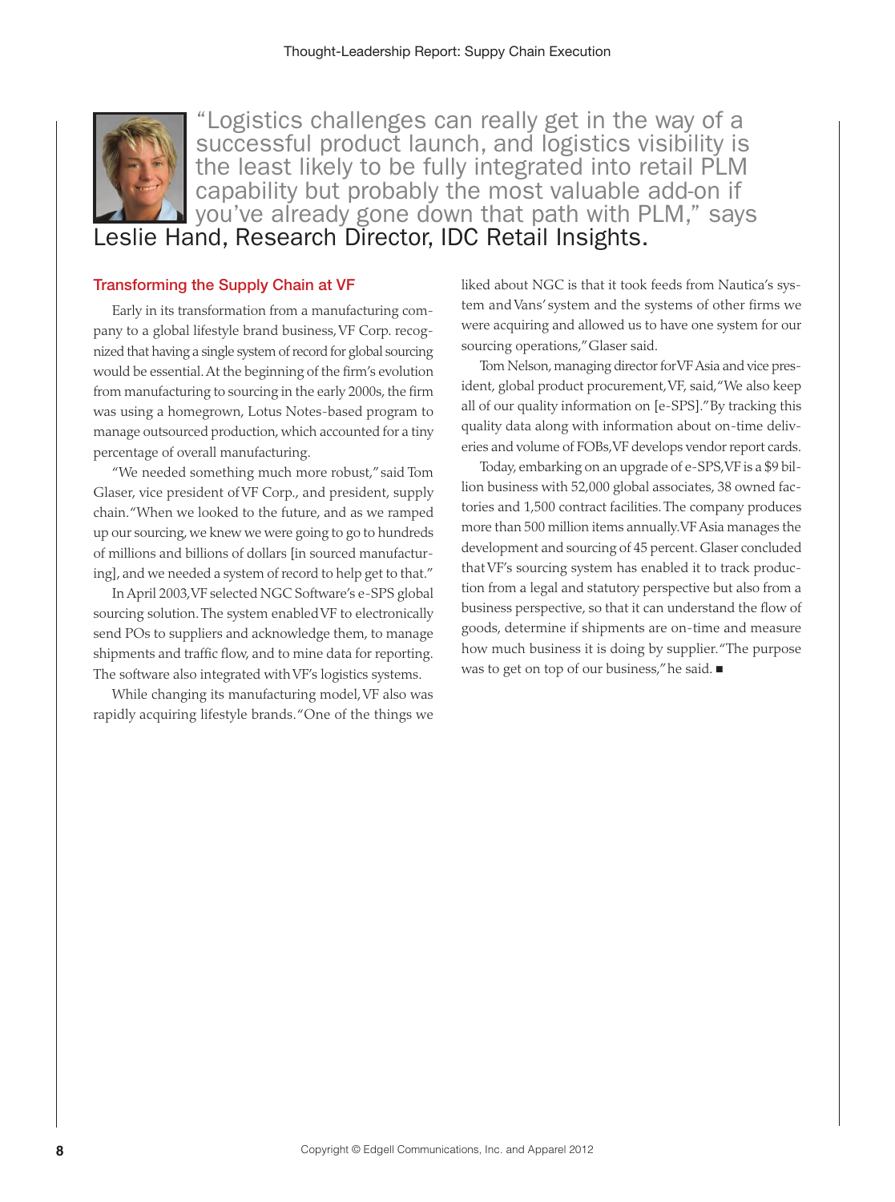"Logistics challenges can really get in the way of a successful product launch, and logistics visibility is the least likely to be fully integrated into retail PLM capability but probably the most valuable add-on if you've already gone down that path with PLM," says Leslie Hand, Research Director, IDC Retail Insights.

## Transforming the Supply Chain at VF

Early in its transformation from a manufacturing company to a global lifestyle brand business, VF Corp. recognized that having a single system of record for global sourcing would be essential. At the beginning of the firm's evolution from manufacturing to sourcing in the early 2000s, the firm was using a homegrown, Lotus Notes-based program to manage outsourced production, which accounted for a tiny percentage of overall manufacturing.

"We needed something much more robust," said Tom Glaser, vice president of VF Corp., and president, supply chain. "When we looked to the future, and as we ramped up our sourcing, we knew we were going to go to hundreds of millions and billions of dollars [in sourced manufacturing], and we needed a system of record to help get to that."

In April 2003, VF selected NGC Software's e-SPS global sourcing solution. The system enabled VF to electronically send POs to suppliers and acknowledge them, to manage shipments and traffic flow, and to mine data for reporting. The software also integrated with VF's logistics systems.

While changing its manufacturing model, VF also was rapidly acquiring lifestyle brands. "One of the things we liked about NGC is that it took feeds from Nautica's system and Vans' system and the systems of other firms we were acquiring and allowed us to have one system for our sourcing operations," Glaser said.

Tom Nelson, managing director for VF Asia and vice president, global product procurement, VF, said, "We also keep all of our quality information on [e-SPS]." By tracking this quality data along with information about on-time deliveries and volume of FOBs, VF develops vendor report cards.

Today, embarking on an upgrade of e-SPS, VF is a $9 billion business with 52,000 global associates, 38 owned factories and 1,500 contract facilities. The company produces more than 500 million items annually. VF Asia manages the development and sourcing of 45 percent. Glaser concluded that VF's sourcing system has enabled it to track production from a legal and statutory perspective but also from a business perspective, so that it can understand the flow of goods, determine if shipments are on-time and measure how much business it is doing by supplier. "The purpose was to get on top of our business," he said. ■